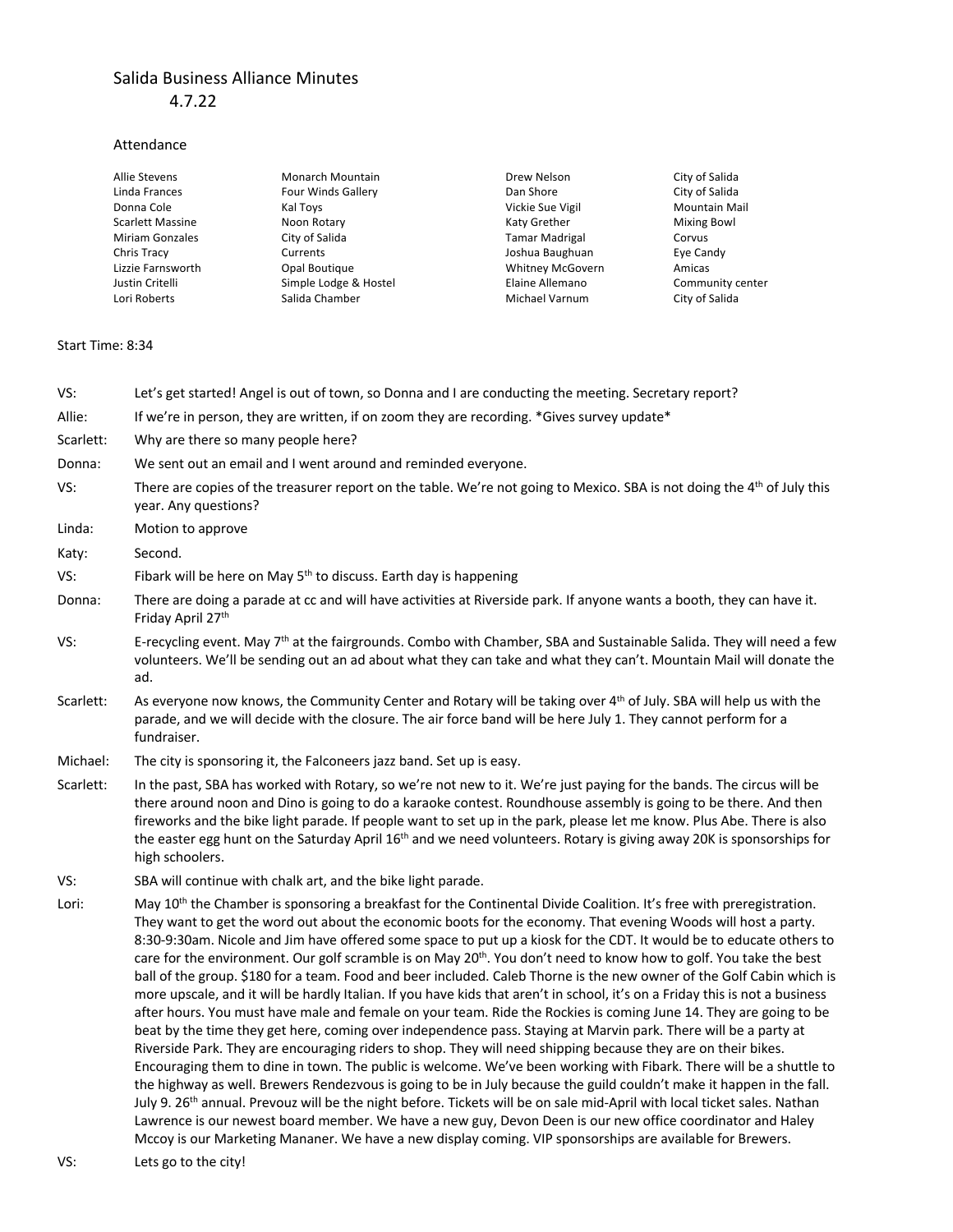# Salida Business Alliance Minutes

4.7.22

## Attendance

| | | | |
|---|---|---|---|
| Allie Stevens | Monarch Mountain | Drew Nelson | City of Salida |
| Linda Frances | Four Winds Gallery | Dan Shore | City of Salida |
| Donna Cole | Kal Toys | Vickie Sue Vigil | Mountain Mail |
| Scarlett Massine | Noon Rotary | Katy Grether | Mixing Bowl |
| Miriam Gonzales | City of Salida | Tamar Madrigal | Corvus |
| Chris Tracy | Currents | Joshua Baughuan | Eye Candy |
| Lizzie Farnsworth | Opal Boutique | Whitney McGovern | Amicas |
| Justin Critelli | Simple Lodge & Hostel | Elaine Allemano | Community center |
| Lori Roberts | Salida Chamber | Michael Varnum | City of Salida |

Start Time: 8:34

VS: Let's get started! Angel is out of town, so Donna and I are conducting the meeting. Secretary report?

Allie: If we're in person, they are written, if on zoom they are recording. *Gives survey update*

Scarlett: Why are there so many people here?

Donna: We sent out an email and I went around and reminded everyone.

VS: There are copies of the treasurer report on the table. We're not going to Mexico. SBA is not doing the 4th of July this year. Any questions?

Linda: Motion to approve

Katy: Second.

VS: Fibark will be here on May 5th to discuss. Earth day is happening

Donna: There are doing a parade at cc and will have activities at Riverside park. If anyone wants a booth, they can have it. Friday April 27th

VS: E-recycling event. May 7th at the fairgrounds. Combo with Chamber, SBA and Sustainable Salida. They will need a few volunteers. We'll be sending out an ad about what they can take and what they can't. Mountain Mail will donate the ad.

Scarlett: As everyone now knows, the Community Center and Rotary will be taking over 4th of July. SBA will help us with the parade, and we will decide with the closure. The air force band will be here July 1. They cannot perform for a fundraiser.

Michael: The city is sponsoring it, the Falconeers jazz band. Set up is easy.

Scarlett: In the past, SBA has worked with Rotary, so we're not new to it. We're just paying for the bands. The circus will be there around noon and Dino is going to do a karaoke contest. Roundhouse assembly is going to be there. And then fireworks and the bike light parade. If people want to set up in the park, please let me know. Plus Abe. There is also the easter egg hunt on the Saturday April 16th and we need volunteers. Rotary is giving away 20K is sponsorships for high schoolers.

VS: SBA will continue with chalk art, and the bike light parade.

Lori: May 10th the Chamber is sponsoring a breakfast for the Continental Divide Coalition. It's free with preregistration. They want to get the word out about the economic boots for the economy. That evening Woods will host a party. 8:30-9:30am. Nicole and Jim have offered some space to put up a kiosk for the CDT. It would be to educate others to care for the environment. Our golf scramble is on May 20th. You don't need to know how to golf. You take the best ball of the group. $180 for a team. Food and beer included. Caleb Thorne is the new owner of the Golf Cabin which is more upscale, and it will be hardly Italian. If you have kids that aren't in school, it's on a Friday this is not a business after hours. You must have male and female on your team. Ride the Rockies is coming June 14. They are going to be beat by the time they get here, coming over independence pass. Staying at Marvin park. There will be a party at Riverside Park. They are encouraging riders to shop. They will need shipping because they are on their bikes. Encouraging them to dine in town. The public is welcome. We've been working with Fibark. There will be a shuttle to the highway as well. Brewers Rendezvous is going to be in July because the guild couldn't make it happen in the fall. July 9. 26th annual. Prevouz will be the night before. Tickets will be on sale mid-April with local ticket sales. Nathan Lawrence is our newest board member. We have a new guy, Devon Deen is our new office coordinator and Haley Mccoy is our Marketing Mananer. We have a new display coming. VIP sponsorships are available for Brewers.

VS: Lets go to the city!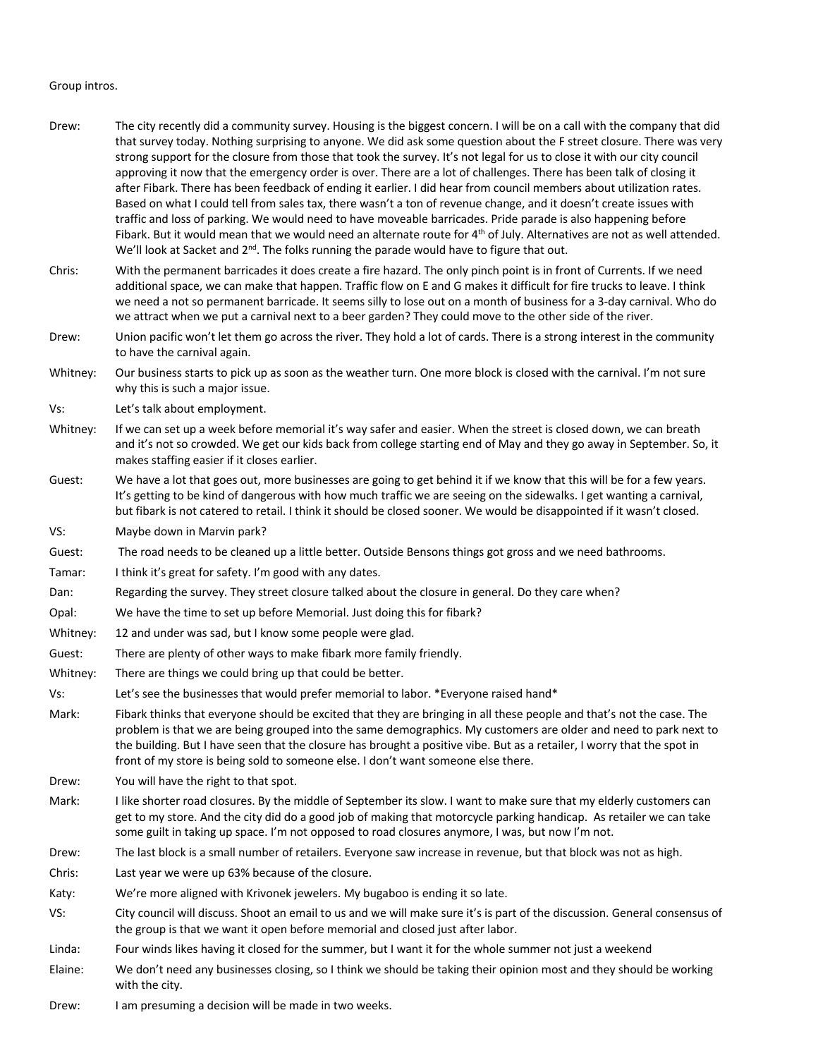Group intros.

**Drew:** The city recently did a community survey. Housing is the biggest concern. I will be on a call with the company that did that survey today. Nothing surprising to anyone. We did ask some question about the F street closure. There was very strong support for the closure from those that took the survey. It's not legal for us to close it with our city council approving it now that the emergency order is over. There are a lot of challenges. There has been talk of closing it after Fibark. There has been feedback of ending it earlier. I did hear from council members about utilization rates. Based on what I could tell from sales tax, there wasn't a ton of revenue change, and it doesn't create issues with traffic and loss of parking. We would need to have moveable barricades. Pride parade is also happening before Fibark. But it would mean that we would need an alternate route for 4th of July. Alternatives are not as well attended. We'll look at Sacket and 2nd. The folks running the parade would have to figure that out.

**Chris:** With the permanent barricades it does create a fire hazard. The only pinch point is in front of Currents. If we need additional space, we can make that happen. Traffic flow on E and G makes it difficult for fire trucks to leave. I think we need a not so permanent barricade. It seems silly to lose out on a month of business for a 3-day carnival. Who do we attract when we put a carnival next to a beer garden? They could move to the other side of the river.

**Drew:** Union pacific won't let them go across the river. They hold a lot of cards. There is a strong interest in the community to have the carnival again.

**Whitney:** Our business starts to pick up as soon as the weather turn. One more block is closed with the carnival. I'm not sure why this is such a major issue.

**Vs:** Let's talk about employment.

**Whitney:** If we can set up a week before memorial it's way safer and easier. When the street is closed down, we can breath and it's not so crowded. We get our kids back from college starting end of May and they go away in September. So, it makes staffing easier if it closes earlier.

**Guest:** We have a lot that goes out, more businesses are going to get behind it if we know that this will be for a few years. It's getting to be kind of dangerous with how much traffic we are seeing on the sidewalks. I get wanting a carnival, but fibark is not catered to retail. I think it should be closed sooner. We would be disappointed if it wasn't closed.

**VS:** Maybe down in Marvin park?

**Guest:** The road needs to be cleaned up a little better. Outside Bensons things got gross and we need bathrooms.

**Tamar:** I think it's great for safety. I'm good with any dates.

**Dan:** Regarding the survey. They street closure talked about the closure in general. Do they care when?

**Opal:** We have the time to set up before Memorial. Just doing this for fibark?

**Whitney:** 12 and under was sad, but I know some people were glad.

**Guest:** There are plenty of other ways to make fibark more family friendly.

**Whitney:** There are things we could bring up that could be better.

**Vs:** Let's see the businesses that would prefer memorial to labor. *Everyone raised hand*

**Mark:** Fibark thinks that everyone should be excited that they are bringing in all these people and that's not the case. The problem is that we are being grouped into the same demographics. My customers are older and need to park next to the building. But I have seen that the closure has brought a positive vibe. But as a retailer, I worry that the spot in front of my store is being sold to someone else. I don't want someone else there.

**Drew:** You will have the right to that spot.

**Mark:** I like shorter road closures. By the middle of September its slow. I want to make sure that my elderly customers can get to my store. And the city did do a good job of making that motorcycle parking handicap. As retailer we can take some guilt in taking up space. I'm not opposed to road closures anymore, I was, but now I'm not.

**Drew:** The last block is a small number of retailers. Everyone saw increase in revenue, but that block was not as high.

**Chris:** Last year we were up 63% because of the closure.

**Katy:** We're more aligned with Krivonek jewelers. My bugaboo is ending it so late.

**VS:** City council will discuss. Shoot an email to us and we will make sure it's is part of the discussion. General consensus of the group is that we want it open before memorial and closed just after labor.

**Linda:** Four winds likes having it closed for the summer, but I want it for the whole summer not just a weekend

**Elaine:** We don't need any businesses closing, so I think we should be taking their opinion most and they should be working with the city.

**Drew:** I am presuming a decision will be made in two weeks.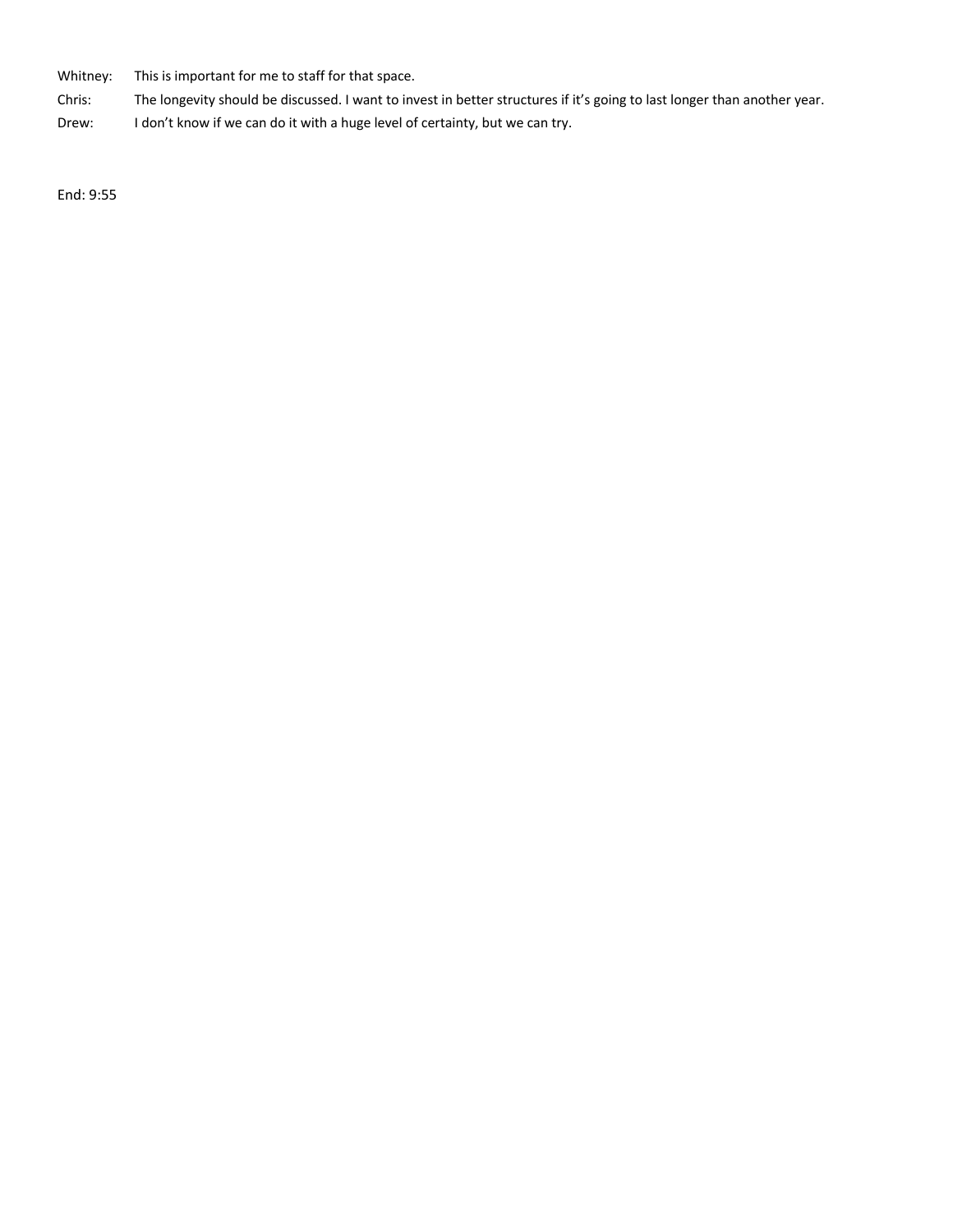Whitney: This is important for me to staff for that space.

Chris: The longevity should be discussed. I want to invest in better structures if it's going to last longer than another year.

Drew: I don't know if we can do it with a huge level of certainty, but we can try.

End: 9:55